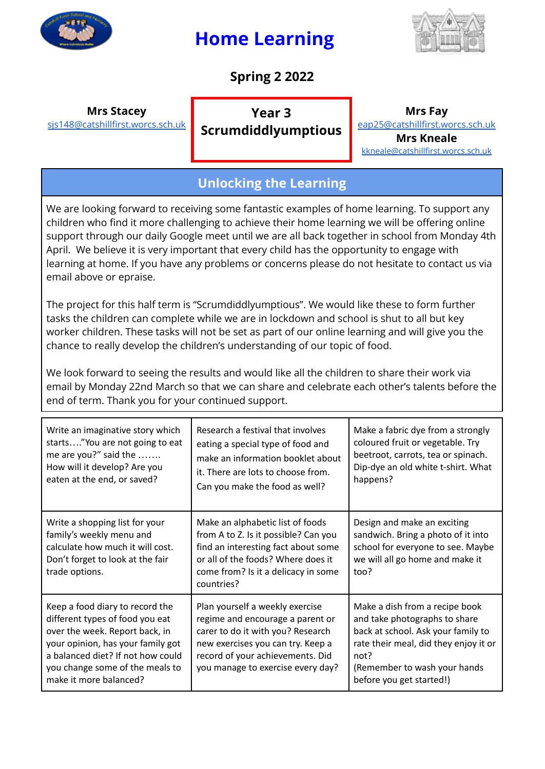# Home Learning

## Spring 2 2022

**Mrs Stacey**
sjs148@catshillfirst.worcs.sch.uk

**Year 3**
**Scrumdiddlyumptious**

**Mrs Fay**
eap25@catshillfirst.worcs.sch.uk
**Mrs Kneale**
kkneale@catshillfirst.worcs.sch.uk

## Unlocking the Learning

We are looking forward to receiving some fantastic examples of home learning. To support any children who find it more challenging to achieve their home learning we will be offering online support through our daily Google meet until we are all back together in school from Monday 4th April. We believe it is very important that every child has the opportunity to engage with learning at home. If you have any problems or concerns please do not hesitate to contact us via email above or epraise.

The project for this half term is "Scrumdiddlyumptious". We would like these to form further tasks the children can complete while we are in lockdown and school is shut to all but key worker children. These tasks will not be set as part of our online learning and will give you the chance to really develop the children's understanding of our topic of food.

We look forward to seeing the results and would like all the children to share their work via email by Monday 22nd March so that we can share and celebrate each other's talents before the end of term. Thank you for your continued support.

| | | |
|---|---|---|
| Write an imaginative story which starts…."You are not going to eat me are you?" said the ……. How will it develop? Are you eaten at the end, or saved? | Research a festival that involves eating a special type of food and make an information booklet about it. There are lots to choose from. Can you make the food as well? | Make a fabric dye from a strongly coloured fruit or vegetable. Try beetroot, carrots, tea or spinach. Dip-dye an old white t-shirt. What happens? |
| Write a shopping list for your family's weekly menu and calculate how much it will cost. Don't forget to look at the fair trade options. | Make an alphabetic list of foods from A to Z. Is it possible? Can you find an interesting fact about some or all of the foods? Where does it come from? Is it a delicacy in some countries? | Design and make an exciting sandwich. Bring a photo of it into school for everyone to see. Maybe we will all go home and make it too? |
| Keep a food diary to record the different types of food you eat over the week. Report back, in your opinion, has your family got a balanced diet? If not how could you change some of the meals to make it more balanced? | Plan yourself a weekly exercise regime and encourage a parent or carer to do it with you? Research new exercises you can try. Keep a record of your achievements. Did you manage to exercise every day? | Make a dish from a recipe book and take photographs to share back at school. Ask your family to rate their meal, did they enjoy it or not? (Remember to wash your hands before you get started!) |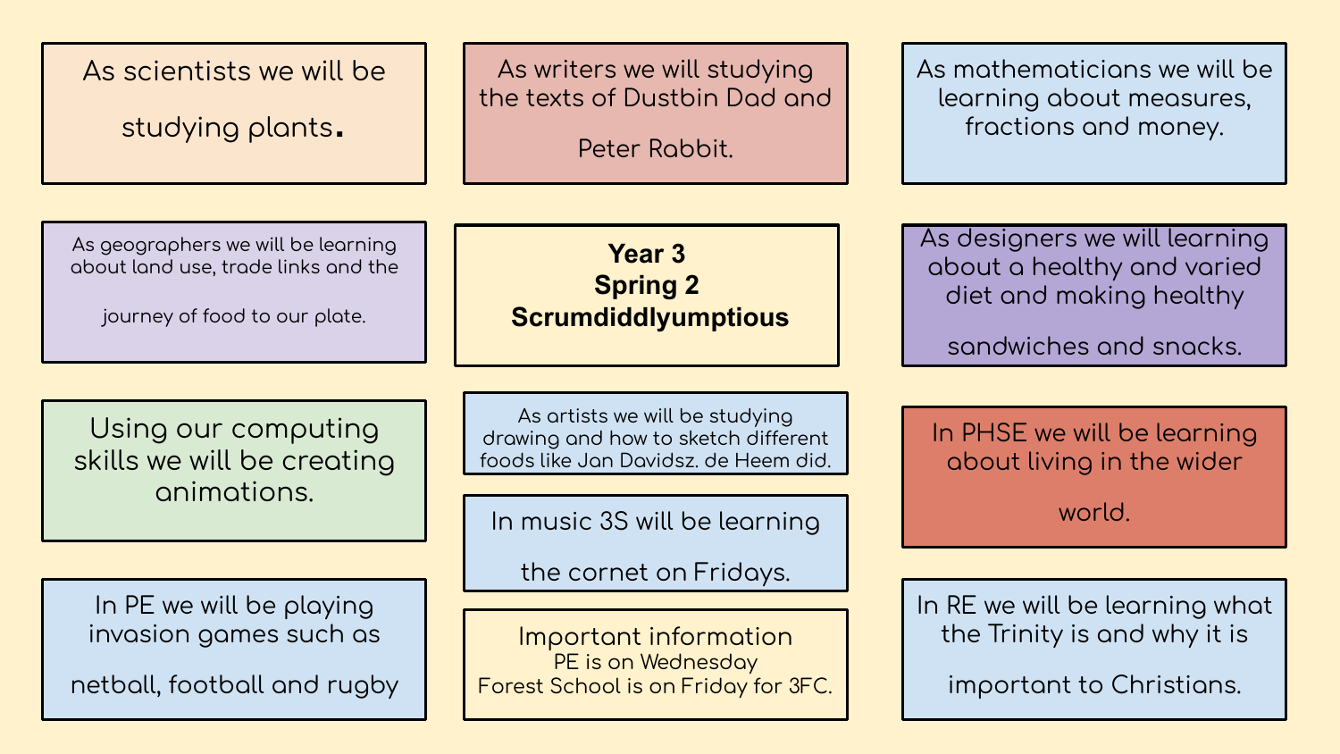# Year 3
## Spring 2
## Scrumdiddlyumptious

As scientists we will be studying plants.

As writers we will studying the texts of Dustbin Dad and Peter Rabbit.

As mathematicians we will be learning about measures, fractions and money.

As geographers we will be learning about land use, trade links and the journey of food to our plate.

As designers we will learning about a healthy and varied diet and making healthy sandwiches and snacks.

Using our computing skills we will be creating animations.

As artists we will be studying drawing and how to sketch different foods like Jan Davidsz. de Heem did.

In PHSE we will be learning about living in the wider world.

In music 3S will be learning the cornet on Fridays.

In PE we will be playing invasion games such as netball, football and rugby

Important information
PE is on Wednesday
Forest School is on Friday for 3FC.

In RE we will be learning what the Trinity is and why it is important to Christians.